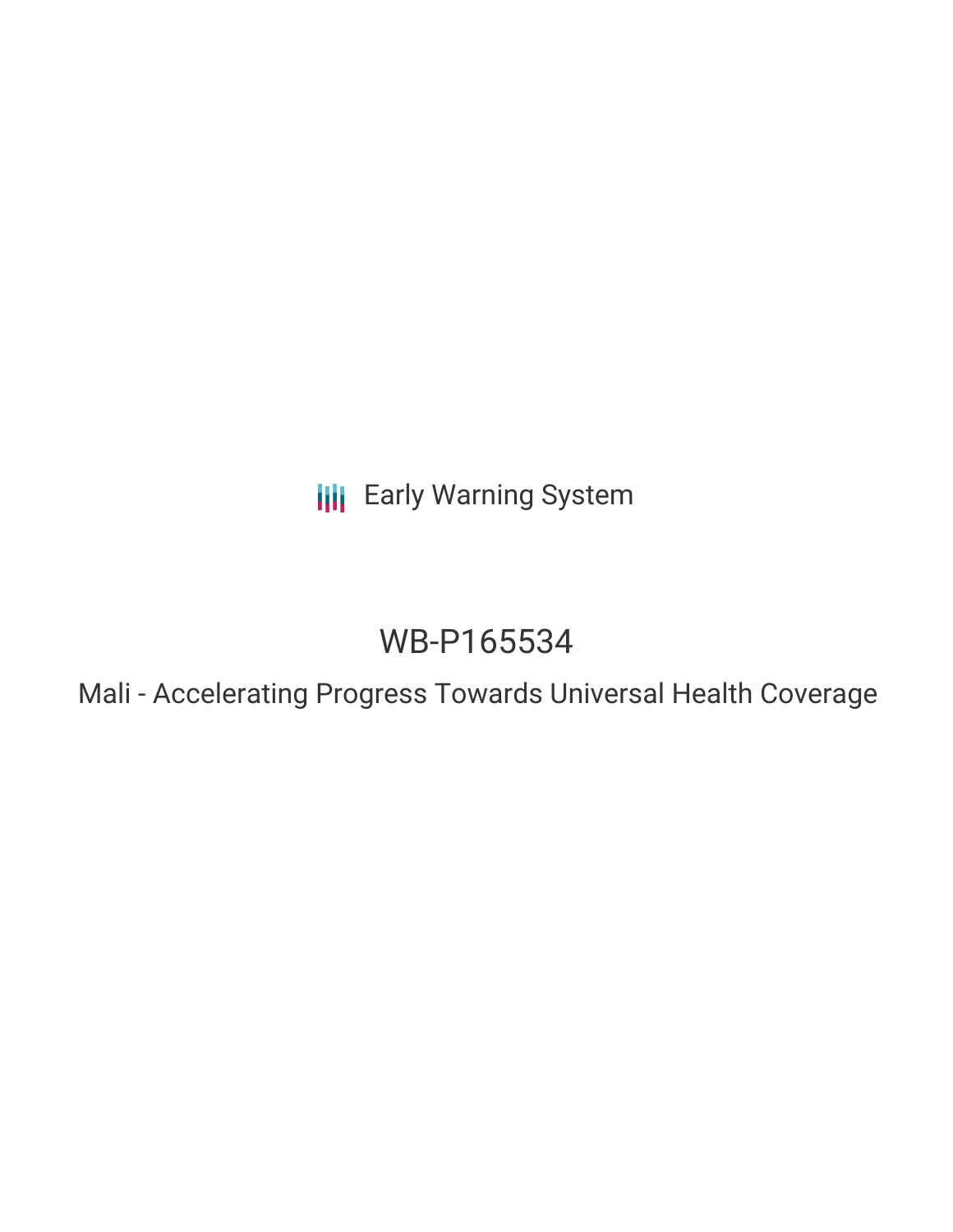Early Warning System

# WB-P165534

## Mali - Accelerating Progress Towards Universal Health Coverage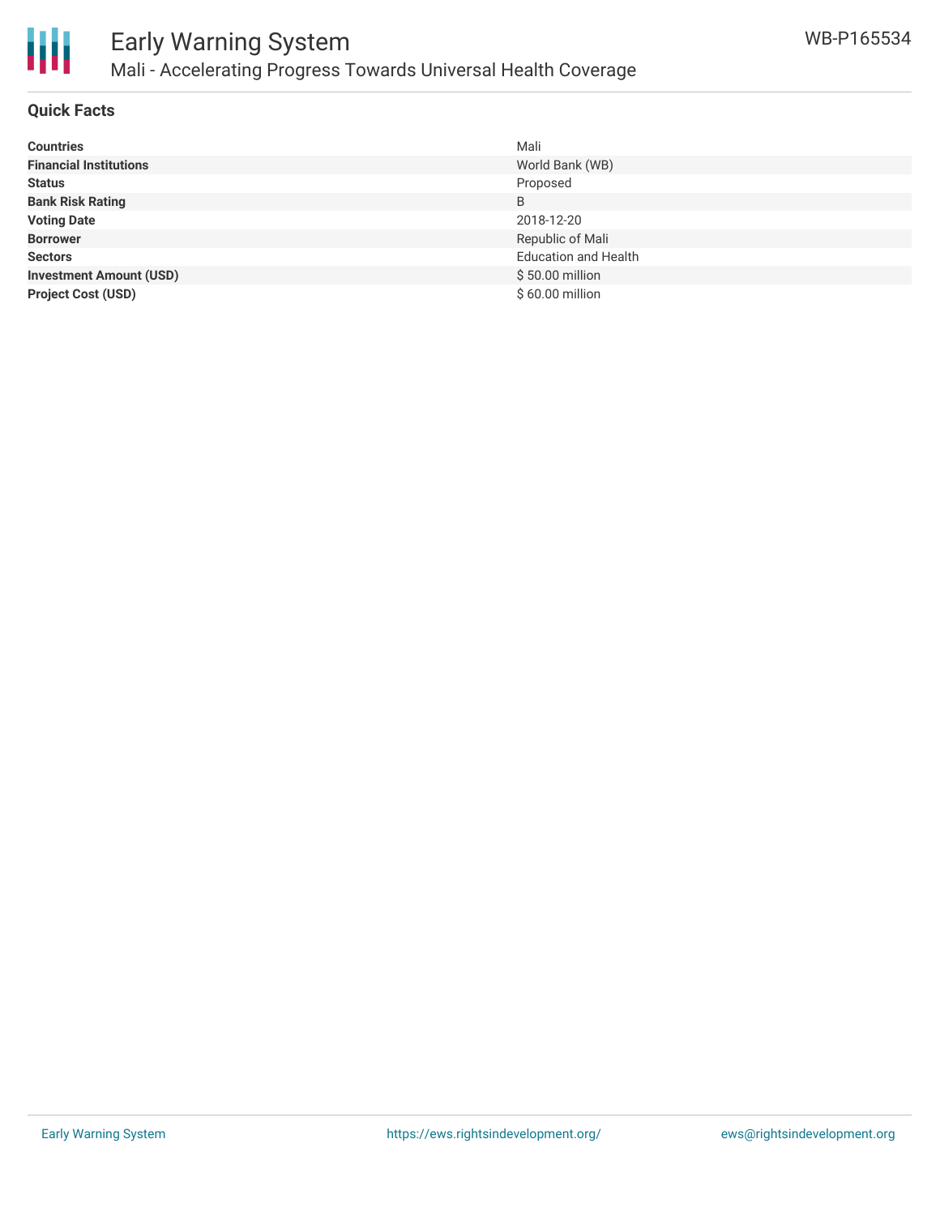# Early Warning System

## Mali - Accelerating Progress Towards Universal Health Coverage

WB-P165534

### Quick Facts

| | |
|---|---|
| **Countries** | Mali |
| **Financial Institutions** | World Bank (WB) |
| **Status** | Proposed |
| **Bank Risk Rating** | B |
| **Voting Date** | 2018-12-20 |
| **Borrower** | Republic of Mali |
| **Sectors** | Education and Health |
| **Investment Amount (USD)** | $ 50.00 million |
| **Project Cost (USD)** | $ 60.00 million |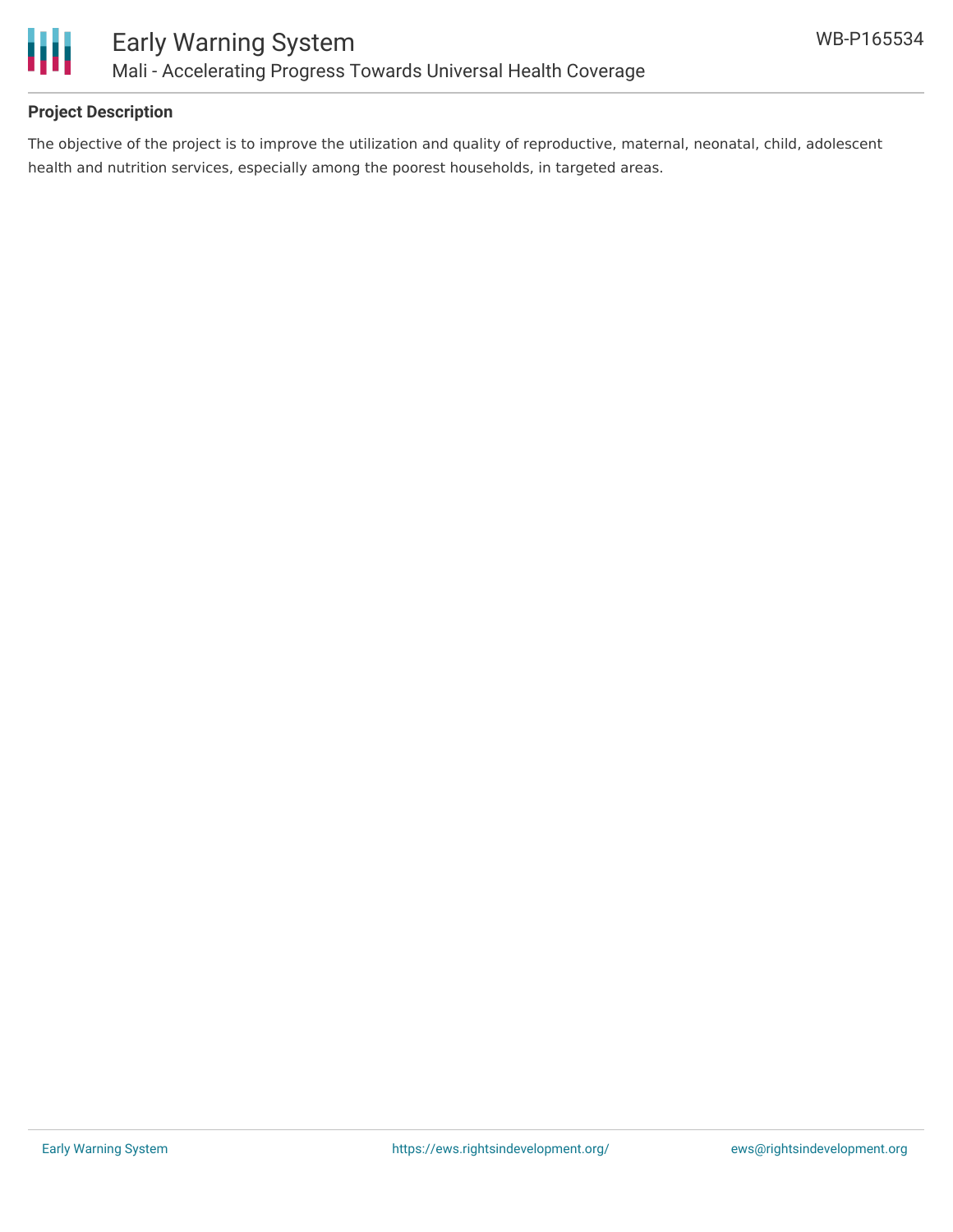**Project Description**

The objective of the project is to improve the utilization and quality of reproductive, maternal, neonatal, child, adolescent health and nutrition services, especially among the poorest households, in targeted areas.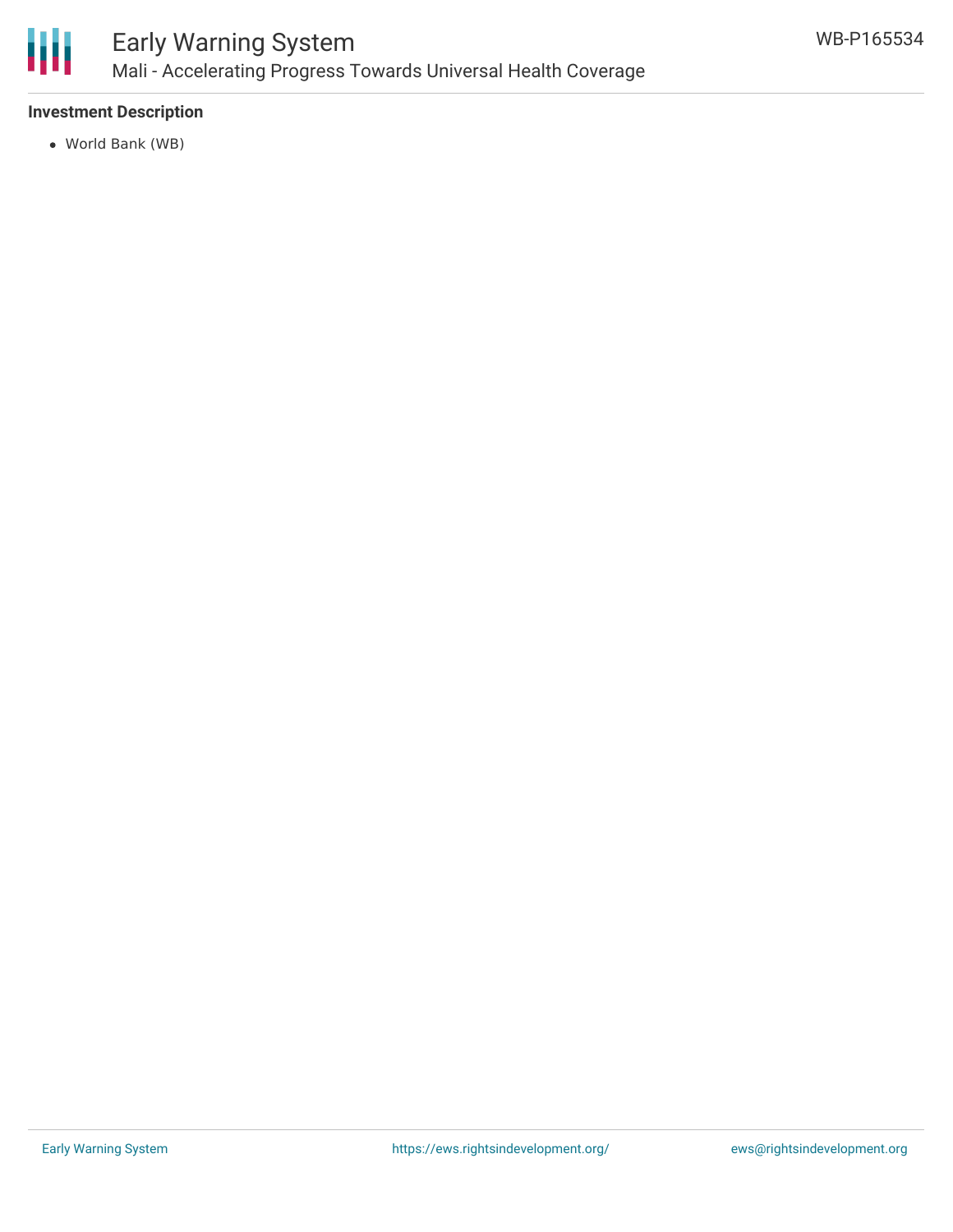**Investment Description**

- World Bank (WB)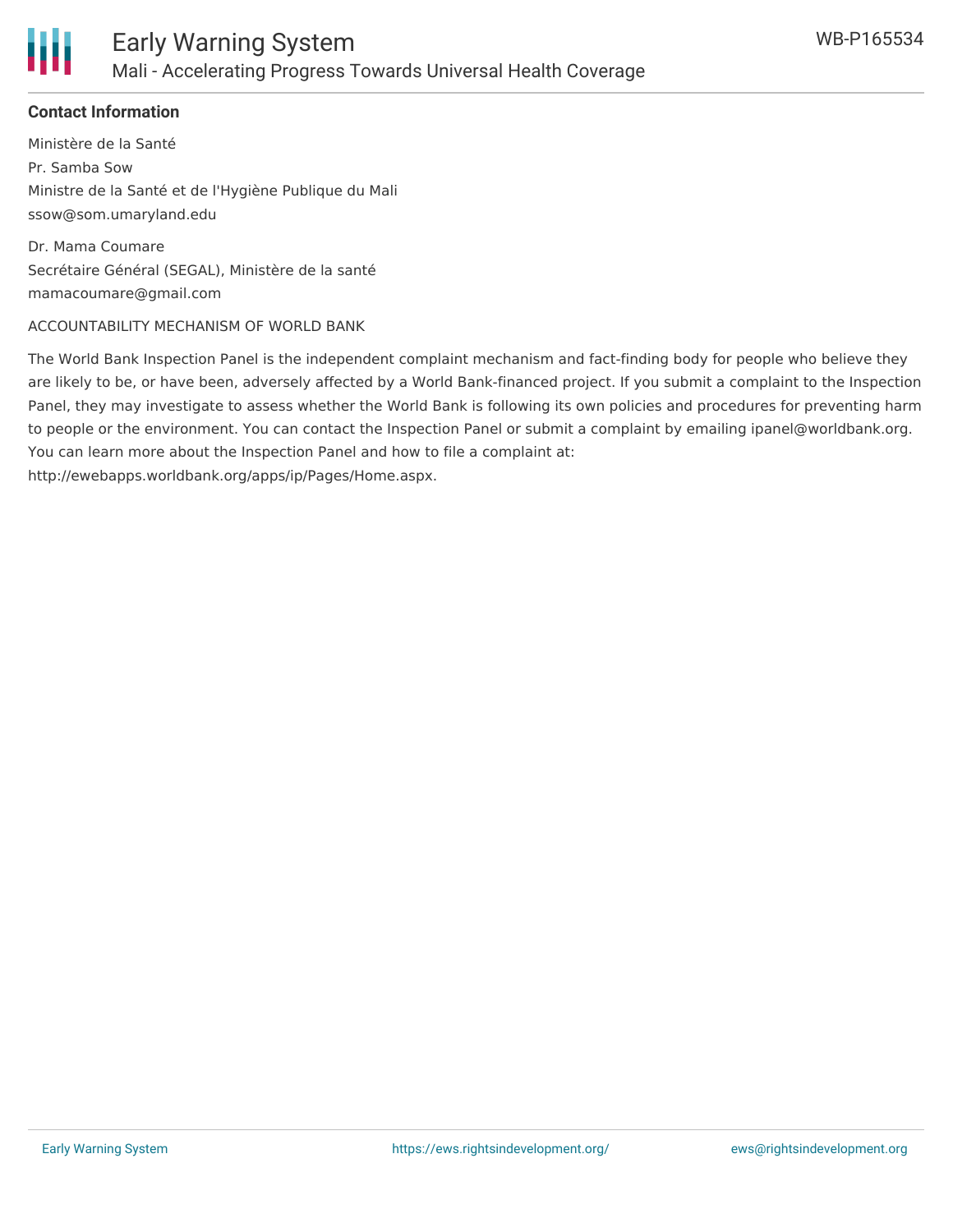**Contact Information**

Ministère de la Santé

Pr. Samba Sow

Ministre de la Santé et de l'Hygiène Publique du Mali

ssow@som.umaryland.edu

Dr. Mama Coumare

Secrétaire Général (SEGAL), Ministère de la santé

mamacoumare@gmail.com

ACCOUNTABILITY MECHANISM OF WORLD BANK

The World Bank Inspection Panel is the independent complaint mechanism and fact-finding body for people who believe they are likely to be, or have been, adversely affected by a World Bank-financed project. If you submit a complaint to the Inspection Panel, they may investigate to assess whether the World Bank is following its own policies and procedures for preventing harm to people or the environment. You can contact the Inspection Panel or submit a complaint by emailing ipanel@worldbank.org. You can learn more about the Inspection Panel and how to file a complaint at: http://ewebapps.worldbank.org/apps/ip/Pages/Home.aspx.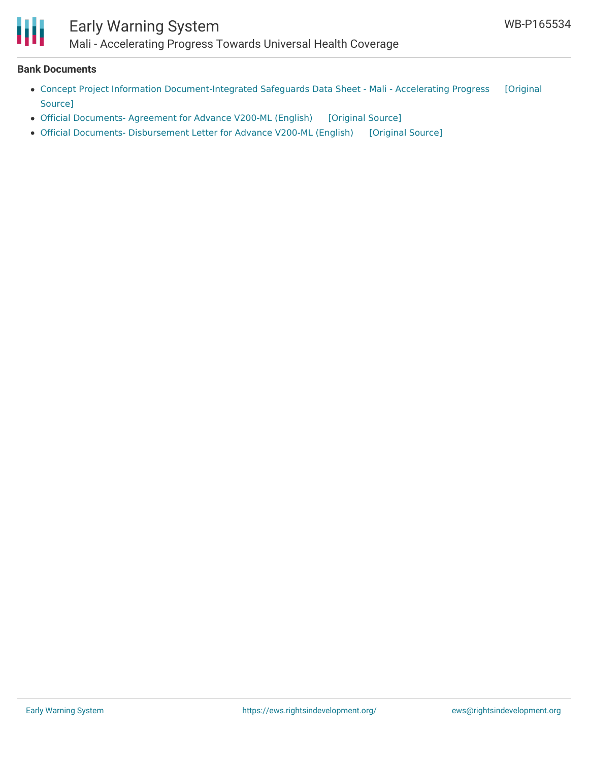**Bank Documents**

- Concept Project Information Document-Integrated Safeguards Data Sheet - Mali - Accelerating Progress [Original Source]
- Official Documents- Agreement for Advance V200-ML (English) [Original Source]
- Official Documents- Disbursement Letter for Advance V200-ML (English) [Original Source]